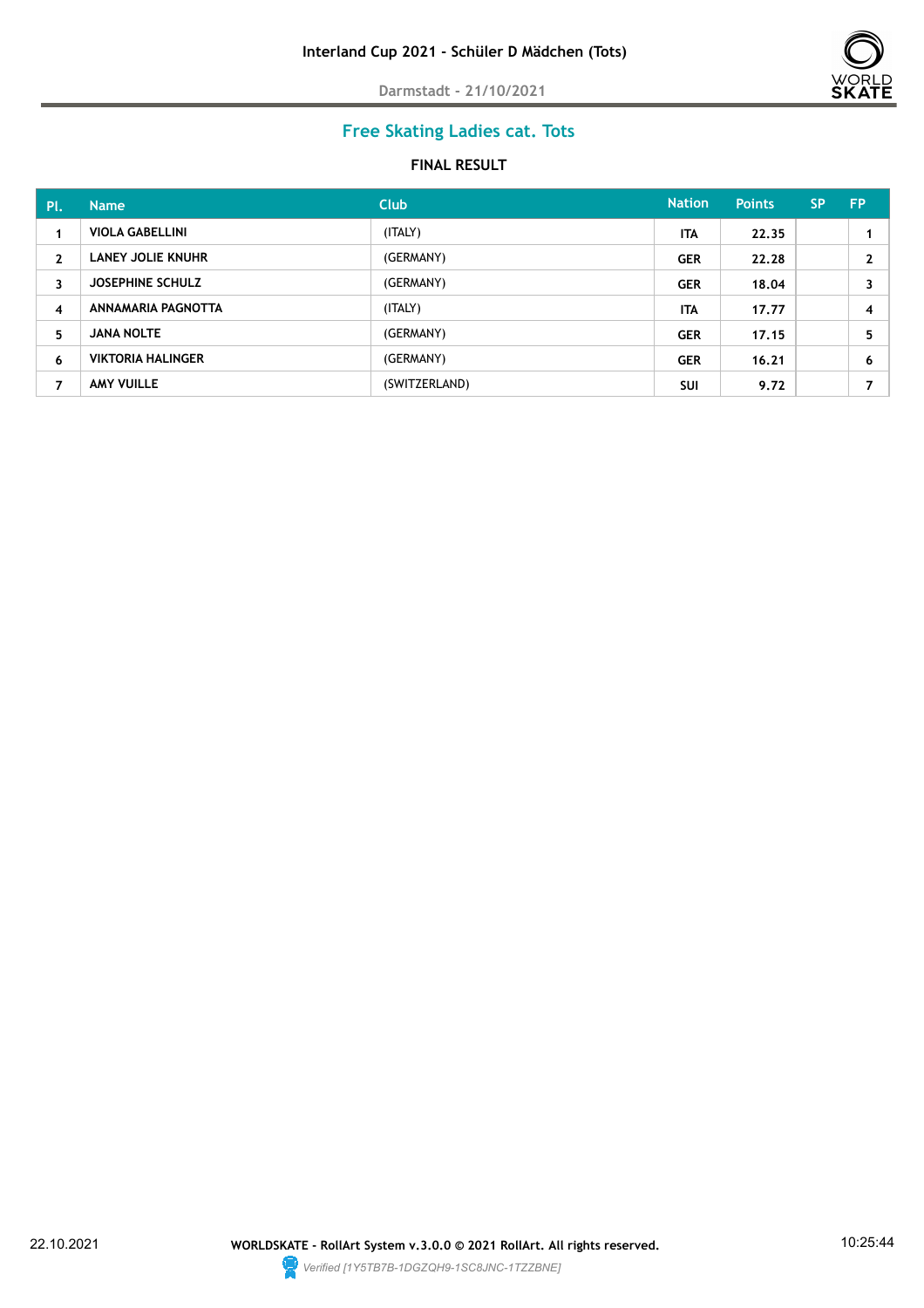# Interland Cup 2021 - Schüler D Mädchen (Tots)

Darmstadt - 21/10/2021

## Free Skating Ladies cat. Tots

### FINAL RESULT

| Pl. | Name | Club | Nation | Points | SP | FP |
|---|---|---|---|---|---|---|
| 1 | VIOLA GABELLINI | (ITALY) | ITA | 22.35 | | 1 |
| 2 | LANEY JOLIE KNUHR | (GERMANY) | GER | 22.28 | | 2 |
| 3 | JOSEPHINE SCHULZ | (GERMANY) | GER | 18.04 | | 3 |
| 4 | ANNAMARIA PAGNOTTA | (ITALY) | ITA | 17.77 | | 4 |
| 5 | JANA NOLTE | (GERMANY) | GER | 17.15 | | 5 |
| 6 | VIKTORIA HALINGER | (GERMANY) | GER | 16.21 | | 6 |
| 7 | AMY VUILLE | (SWITZERLAND) | SUI | 9.72 | | 7 |

22.10.2021 **WORLDSKATE - RollArt System v.3.0.0 © 2021 RollArt. All rights reserved.** 10:25:44

*Verified [1Y5TB7B-1DGZQH9-1SC8JNC-1TZZBNE]*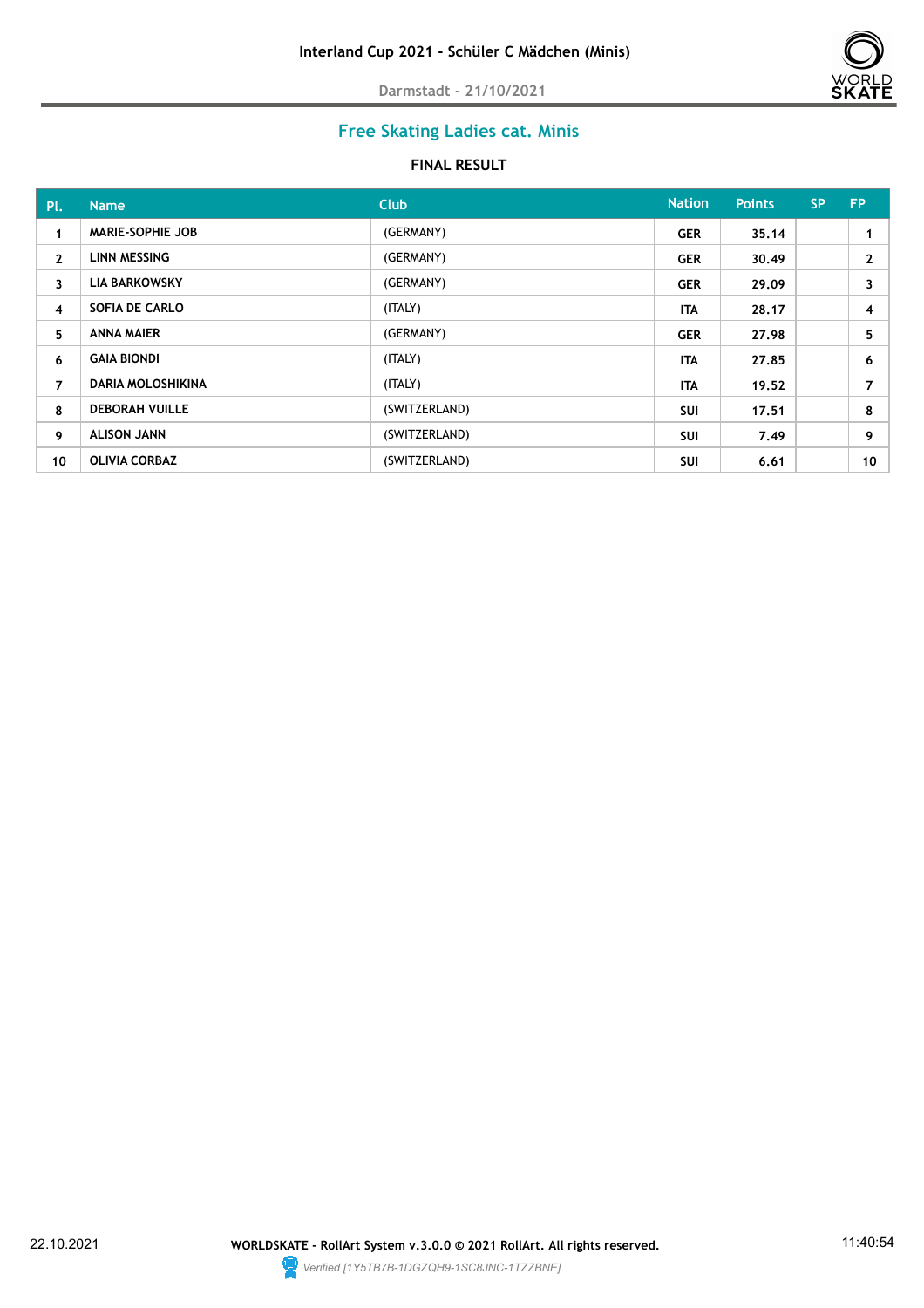Interland Cup 2021 - Schüler C Mädchen (Minis)

Darmstadt - 21/10/2021

## Free Skating Ladies cat. Minis

### FINAL RESULT

| Pl. | Name | Club | Nation | Points | SP | FP |
|---|---|---|---|---|---|---|
| 1 | MARIE-SOPHIE JOB | (GERMANY) | GER | 35.14 | | 1 |
| 2 | LINN MESSING | (GERMANY) | GER | 30.49 | | 2 |
| 3 | LIA BARKOWSKY | (GERMANY) | GER | 29.09 | | 3 |
| 4 | SOFIA DE CARLO | (ITALY) | ITA | 28.17 | | 4 |
| 5 | ANNA MAIER | (GERMANY) | GER | 27.98 | | 5 |
| 6 | GAIA BIONDI | (ITALY) | ITA | 27.85 | | 6 |
| 7 | DARIA MOLOSHIKINA | (ITALY) | ITA | 19.52 | | 7 |
| 8 | DEBORAH VUILLE | (SWITZERLAND) | SUI | 17.51 | | 8 |
| 9 | ALISON JANN | (SWITZERLAND) | SUI | 7.49 | | 9 |
| 10 | OLIVIA CORBAZ | (SWITZERLAND) | SUI | 6.61 | | 10 |

22.10.2021 WORLDSKATE - RollArt System v.3.0.0 © 2021 RollArt. All rights reserved. 11:40:54

*Verified [1Y5TB7B-1DGZQH9-1SC8JNC-1TZZBNE]*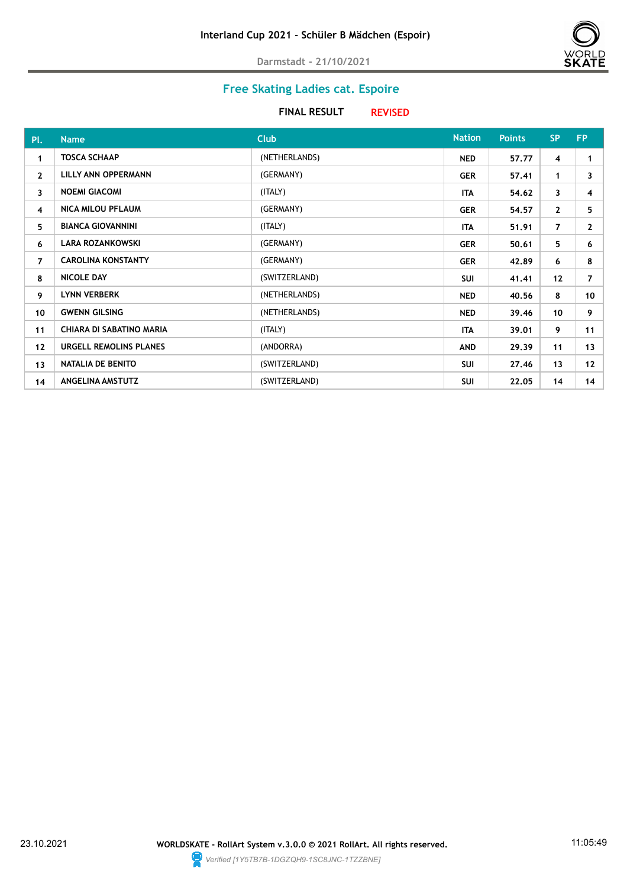# Interland Cup 2021 - Schüler B Mädchen (Espoir)

Darmstadt - 21/10/2021

## Free Skating Ladies cat. Espoire

**FINAL RESULT** **REVISED**

| Pl. | Name | Club | Nation | Points | SP | FP |
|---|---|---|---|---|---|---|
| 1 | TOSCA SCHAAP | (NETHERLANDS) | NED | 57.77 | 4 | 1 |
| 2 | LILLY ANN OPPERMANN | (GERMANY) | GER | 57.41 | 1 | 3 |
| 3 | NOEMI GIACOMI | (ITALY) | ITA | 54.62 | 3 | 4 |
| 4 | NICA MILOU PFLAUM | (GERMANY) | GER | 54.57 | 2 | 5 |
| 5 | BIANCA GIOVANNINI | (ITALY) | ITA | 51.91 | 7 | 2 |
| 6 | LARA ROZANKOWSKI | (GERMANY) | GER | 50.61 | 5 | 6 |
| 7 | CAROLINA KONSTANTY | (GERMANY) | GER | 42.89 | 6 | 8 |
| 8 | NICOLE DAY | (SWITZERLAND) | SUI | 41.41 | 12 | 7 |
| 9 | LYNN VERBERK | (NETHERLANDS) | NED | 40.56 | 8 | 10 |
| 10 | GWENN GILSING | (NETHERLANDS) | NED | 39.46 | 10 | 9 |
| 11 | CHIARA DI SABATINO MARIA | (ITALY) | ITA | 39.01 | 9 | 11 |
| 12 | URGELL REMOLINS PLANES | (ANDORRA) | AND | 29.39 | 11 | 13 |
| 13 | NATALIA DE BENITO | (SWITZERLAND) | SUI | 27.46 | 13 | 12 |
| 14 | ANGELINA AMSTUTZ | (SWITZERLAND) | SUI | 22.05 | 14 | 14 |

23.10.2021 **WORLDSKATE - RollArt System v.3.0.0 © 2021 RollArt. All rights reserved.** 11:05:49

*Verified [1Y5TB7B-1DGZQH9-1SC8JNC-1TZZBNE]*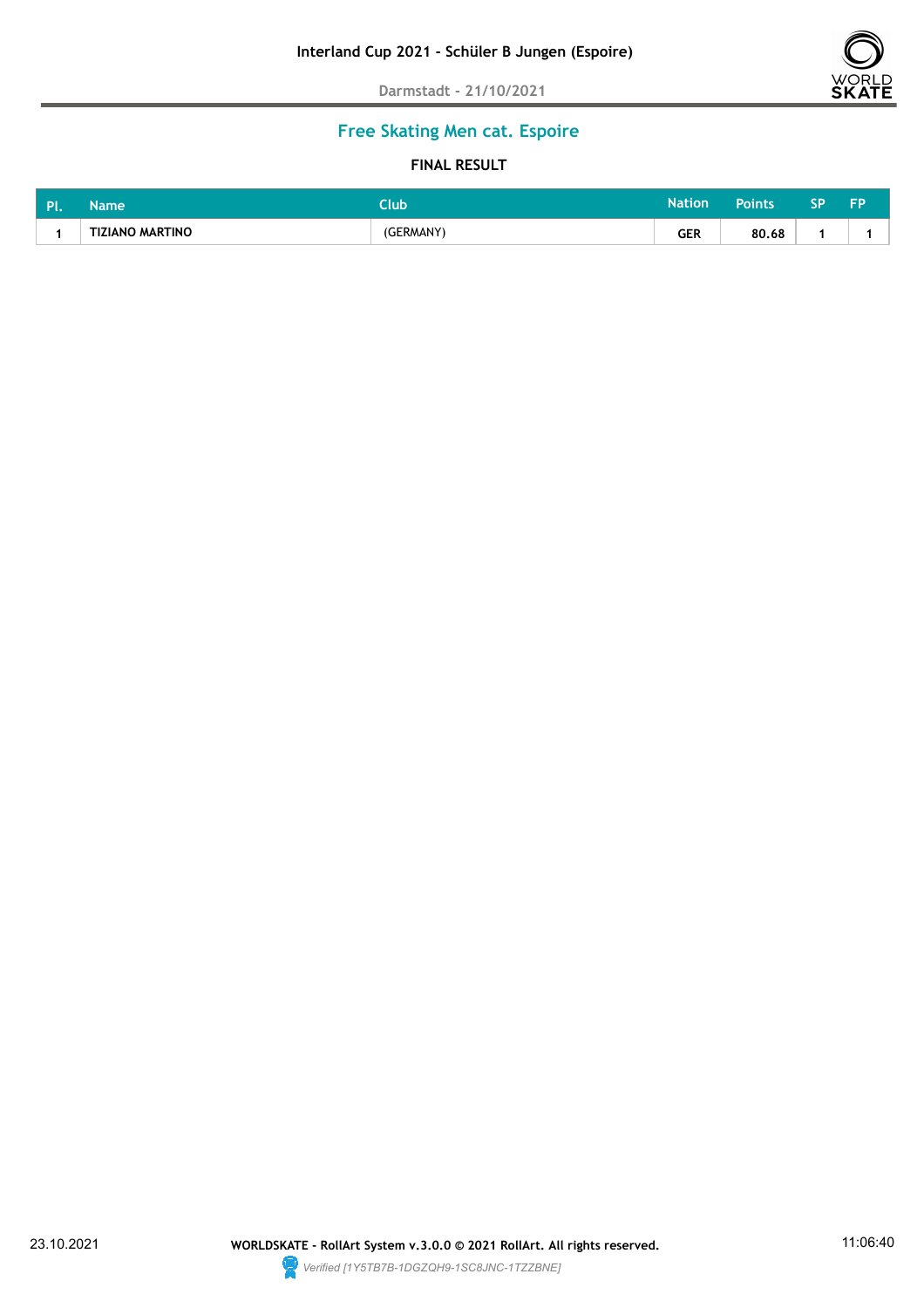# Interland Cup 2021 - Schüler B Jungen (Espoire)

Darmstadt - 21/10/2021

## Free Skating Men cat. Espoire

**FINAL RESULT**

| Pl. | Name | Club | Nation | Points | SP | FP |
|---|---|---|---|---|---|---|
| 1 | TIZIANO MARTINO | (GERMANY) | GER | 80.68 | 1 | 1 |

23.10.2021 **WORLDSKATE - RollArt System v.3.0.0 © 2021 RollArt. All rights reserved.** 11:06:40

*Verified [1Y5TB7B-1DGZQH9-1SC8JNC-1TZZBNE]*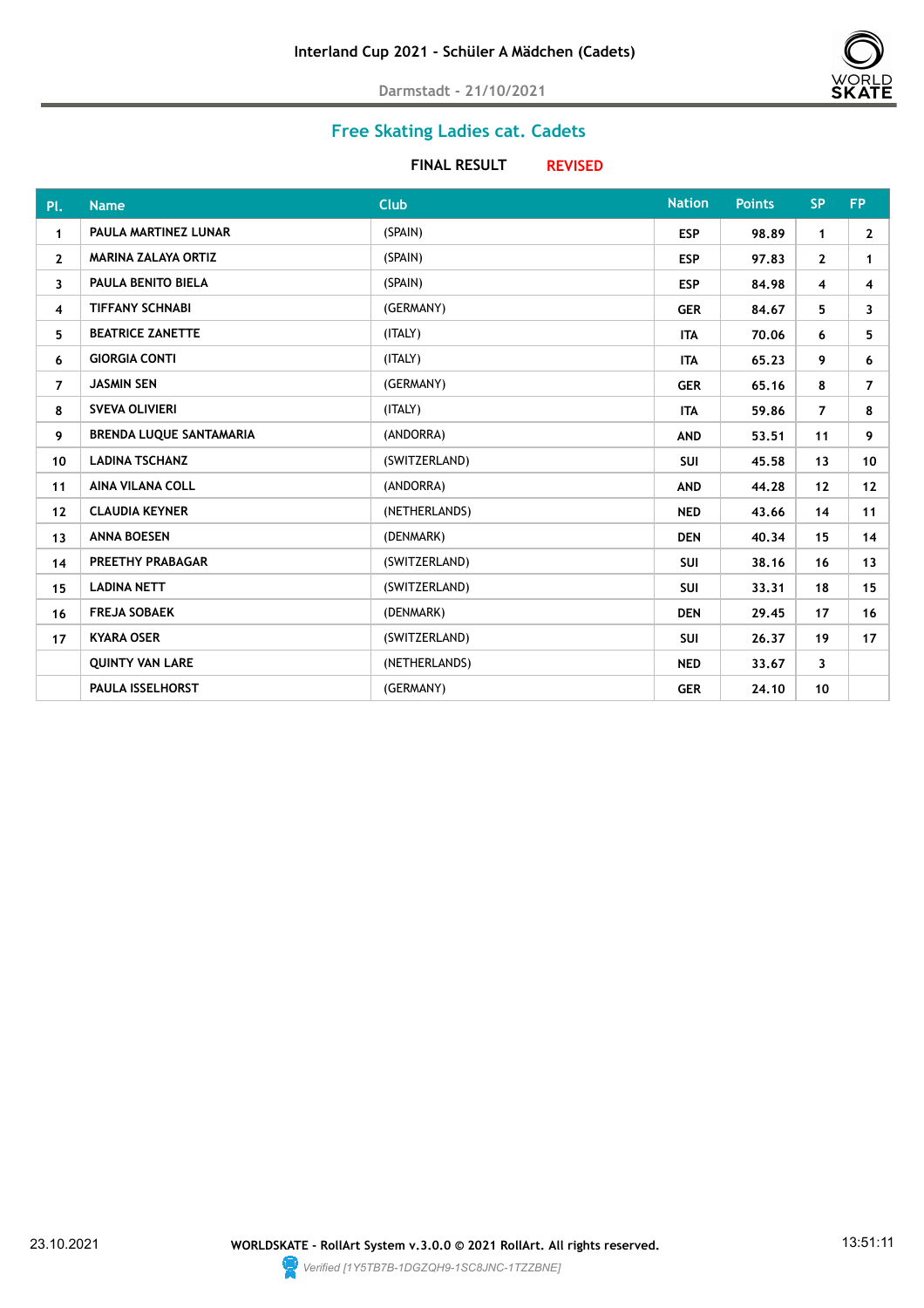Interland Cup 2021 - Schüler A Mädchen (Cadets)

Darmstadt - 21/10/2021

## Free Skating Ladies cat. Cadets

**FINAL RESULT** **REVISED**

| Pl. | Name | Club | Nation | Points | SP | FP |
|---|---|---|---|---|---|---|
| 1 | PAULA MARTINEZ LUNAR | (SPAIN) | ESP | 98.89 | 1 | 2 |
| 2 | MARINA ZALAYA ORTIZ | (SPAIN) | ESP | 97.83 | 2 | 1 |
| 3 | PAULA BENITO BIELA | (SPAIN) | ESP | 84.98 | 4 | 4 |
| 4 | TIFFANY SCHNABI | (GERMANY) | GER | 84.67 | 5 | 3 |
| 5 | BEATRICE ZANETTE | (ITALY) | ITA | 70.06 | 6 | 5 |
| 6 | GIORGIA CONTI | (ITALY) | ITA | 65.23 | 9 | 6 |
| 7 | JASMIN SEN | (GERMANY) | GER | 65.16 | 8 | 7 |
| 8 | SVEVA OLIVIERI | (ITALY) | ITA | 59.86 | 7 | 8 |
| 9 | BRENDA LUQUE SANTAMARIA | (ANDORRA) | AND | 53.51 | 11 | 9 |
| 10 | LADINA TSCHANZ | (SWITZERLAND) | SUI | 45.58 | 13 | 10 |
| 11 | AINA VILANA COLL | (ANDORRA) | AND | 44.28 | 12 | 12 |
| 12 | CLAUDIA KEYNER | (NETHERLANDS) | NED | 43.66 | 14 | 11 |
| 13 | ANNA BOESEN | (DENMARK) | DEN | 40.34 | 15 | 14 |
| 14 | PREETHY PRABAGAR | (SWITZERLAND) | SUI | 38.16 | 16 | 13 |
| 15 | LADINA NETT | (SWITZERLAND) | SUI | 33.31 | 18 | 15 |
| 16 | FREJA SOBAEK | (DENMARK) | DEN | 29.45 | 17 | 16 |
| 17 | KYARA OSER | (SWITZERLAND) | SUI | 26.37 | 19 | 17 |
| | QUINTY VAN LARE | (NETHERLANDS) | NED | 33.67 | 3 | |
| | PAULA ISSELHORST | (GERMANY) | GER | 24.10 | 10 | |

23.10.2021 WORLDSKATE - RollArt System v.3.0.0 © 2021 RollArt. All rights reserved. 13:51:11

*Verified [1Y5TB7B-1DGZQH9-1SC8JNC-1TZZBNE]*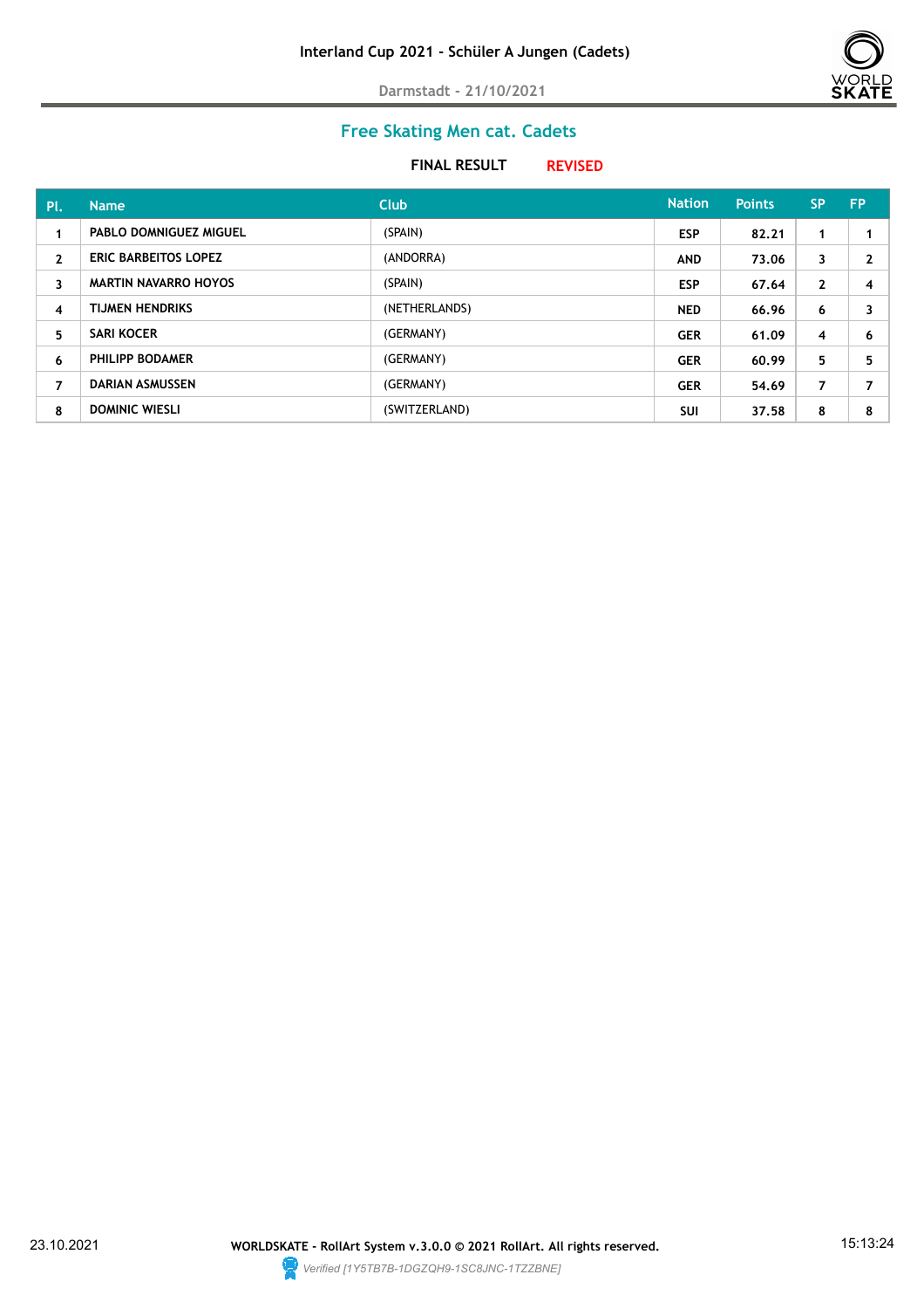Interland Cup 2021 - Schüler A Jungen (Cadets)

Darmstadt - 21/10/2021

## Free Skating Men cat. Cadets

**FINAL RESULT** **REVISED**

| Pl. | Name | Club | Nation | Points | SP | FP |
|---|---|---|---|---|---|---|
| 1 | PABLO DOMNIGUEZ MIGUEL | (SPAIN) | ESP | 82.21 | 1 | 1 |
| 2 | ERIC BARBEITOS LOPEZ | (ANDORRA) | AND | 73.06 | 3 | 2 |
| 3 | MARTIN NAVARRO HOYOS | (SPAIN) | ESP | 67.64 | 2 | 4 |
| 4 | TIJMEN HENDRIKS | (NETHERLANDS) | NED | 66.96 | 6 | 3 |
| 5 | SARI KOCER | (GERMANY) | GER | 61.09 | 4 | 6 |
| 6 | PHILIPP BODAMER | (GERMANY) | GER | 60.99 | 5 | 5 |
| 7 | DARIAN ASMUSSEN | (GERMANY) | GER | 54.69 | 7 | 7 |
| 8 | DOMINIC WIESLI | (SWITZERLAND) | SUI | 37.58 | 8 | 8 |

23.10.2021 **WORLDSKATE - RollArt System v.3.0.0 © 2021 RollArt. All rights reserved.** 15:13:24

*Verified [1Y5TB7B-1DGZQH9-1SC8JNC-1TZZBNE]*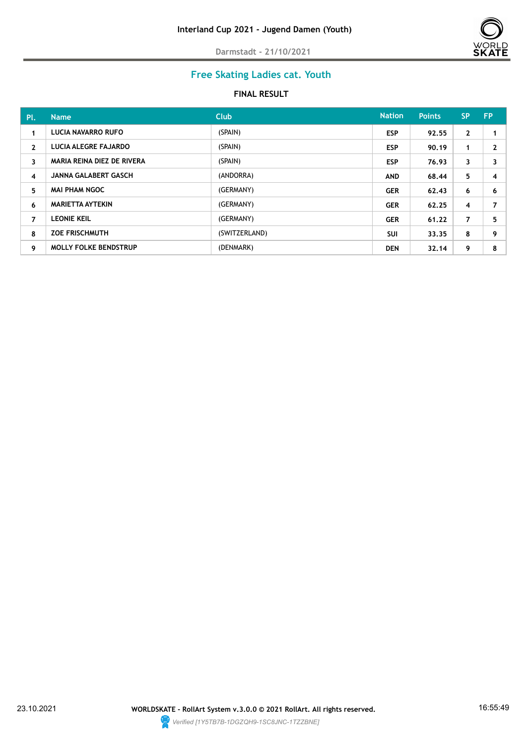# Interland Cup 2021 - Jugend Damen (Youth)

Darmstadt - 21/10/2021

## Free Skating Ladies cat. Youth

### FINAL RESULT

| Pl. | Name | Club | Nation | Points | SP | FP |
|---|---|---|---|---|---|---|
| 1 | LUCIA NAVARRO RUFO | (SPAIN) | ESP | 92.55 | 2 | 1 |
| 2 | LUCIA ALEGRE FAJARDO | (SPAIN) | ESP | 90.19 | 1 | 2 |
| 3 | MARIA REINA DIEZ DE RIVERA | (SPAIN) | ESP | 76.93 | 3 | 3 |
| 4 | JANNA GALABERT GASCH | (ANDORRA) | AND | 68.44 | 5 | 4 |
| 5 | MAI PHAM NGOC | (GERMANY) | GER | 62.43 | 6 | 6 |
| 6 | MARIETTA AYTEKIN | (GERMANY) | GER | 62.25 | 4 | 7 |
| 7 | LEONIE KEIL | (GERMANY) | GER | 61.22 | 7 | 5 |
| 8 | ZOE FRISCHMUTH | (SWITZERLAND) | SUI | 33.35 | 8 | 9 |
| 9 | MOLLY FOLKE BENDSTRUP | (DENMARK) | DEN | 32.14 | 9 | 8 |

23.10.2021 **WORLDSKATE - RollArt System v.3.0.0 © 2021 RollArt. All rights reserved.** 16:55:49

*Verified [1Y5TB7B-1DGZQH9-1SC8JNC-1TZZBNE]*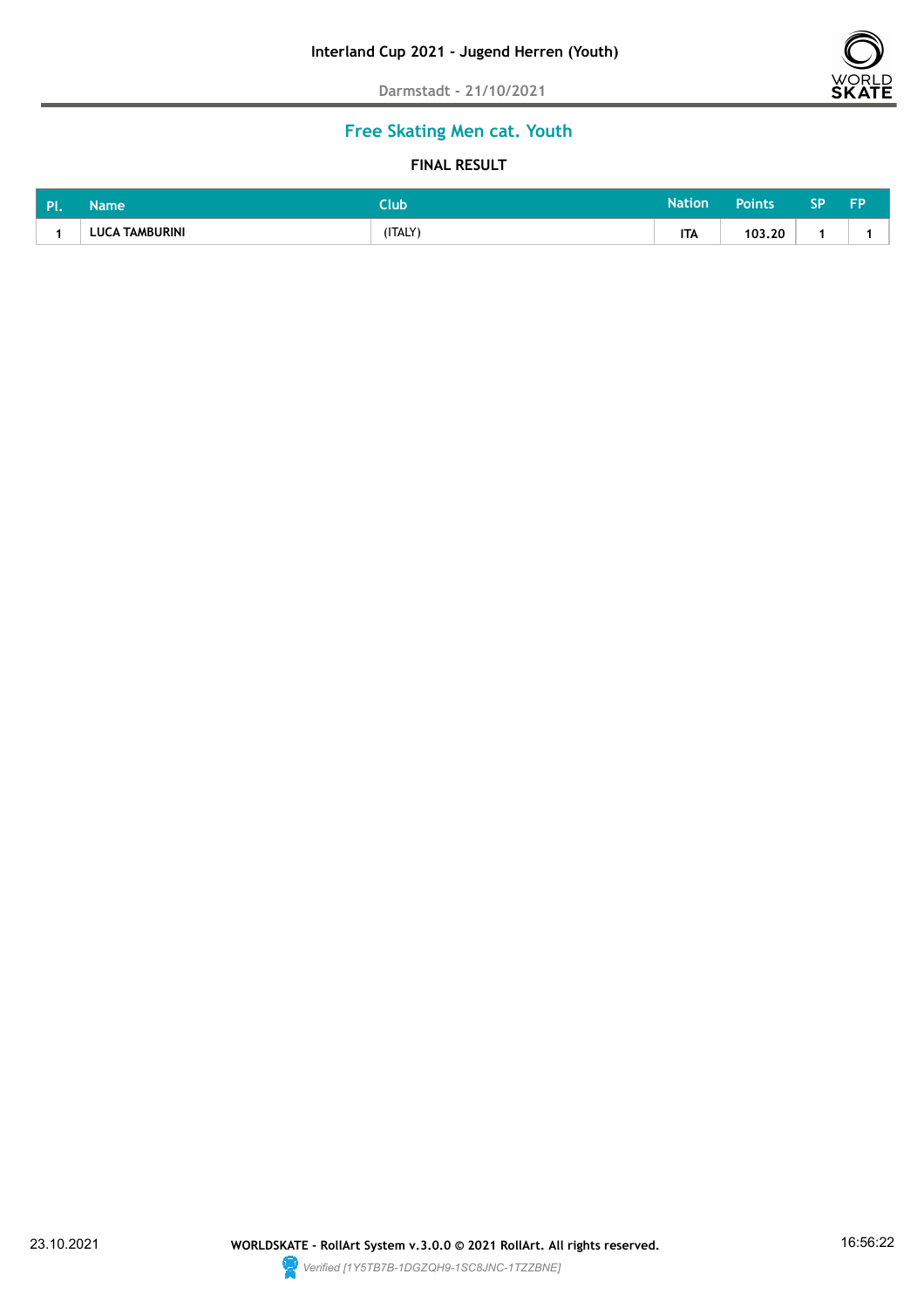Interland Cup 2021 - Jugend Herren (Youth)

Darmstadt - 21/10/2021

## Free Skating Men cat. Youth

**FINAL RESULT**

| Pl. | Name | Club | Nation | Points | SP | FP |
|---|---|---|---|---|---|---|
| 1 | LUCA TAMBURINI | (ITALY) | ITA | 103.20 | 1 | 1 |

23.10.2021 **WORLDSKATE - RollArt System v.3.0.0 © 2021 RollArt. All rights reserved.** 16:56:22

*Verified [1Y5TB7B-1DGZQH9-1SC8JNC-1TZZBNE]*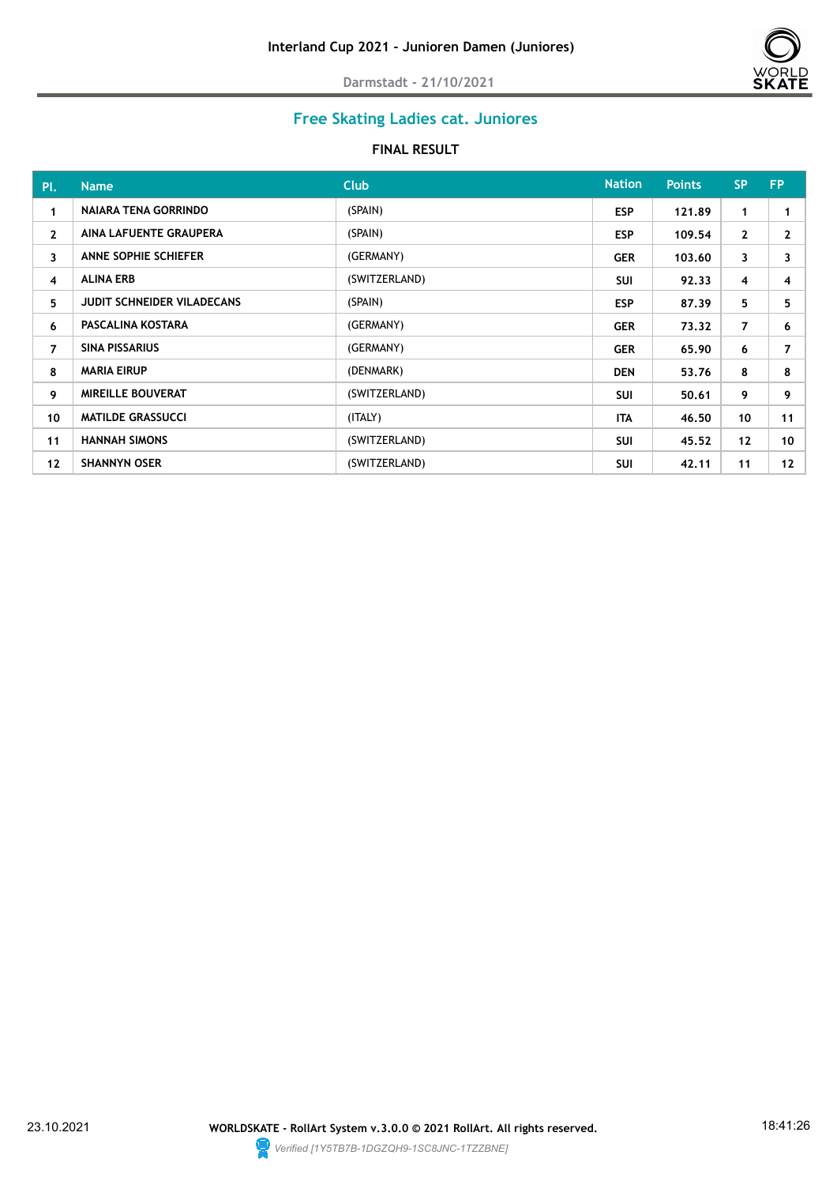# Interland Cup 2021 - Junioren Damen (Juniores)

Darmstadt - 21/10/2021

## Free Skating Ladies cat. Juniores

### FINAL RESULT

| Pl. | Name | Club | Nation | Points | SP | FP |
|---|---|---|---|---|---|---|
| 1 | NAIARA TENA GORRINDO | (SPAIN) | ESP | 121.89 | 1 | 1 |
| 2 | AINA LAFUENTE GRAUPERA | (SPAIN) | ESP | 109.54 | 2 | 2 |
| 3 | ANNE SOPHIE SCHIEFER | (GERMANY) | GER | 103.60 | 3 | 3 |
| 4 | ALINA ERB | (SWITZERLAND) | SUI | 92.33 | 4 | 4 |
| 5 | JUDIT SCHNEIDER VILADECANS | (SPAIN) | ESP | 87.39 | 5 | 5 |
| 6 | PASCALINA KOSTARA | (GERMANY) | GER | 73.32 | 7 | 6 |
| 7 | SINA PISSARIUS | (GERMANY) | GER | 65.90 | 6 | 7 |
| 8 | MARIA EIRUP | (DENMARK) | DEN | 53.76 | 8 | 8 |
| 9 | MIREILLE BOUVERAT | (SWITZERLAND) | SUI | 50.61 | 9 | 9 |
| 10 | MATILDE GRASSUCCI | (ITALY) | ITA | 46.50 | 10 | 11 |
| 11 | HANNAH SIMONS | (SWITZERLAND) | SUI | 45.52 | 12 | 10 |
| 12 | SHANNYN OSER | (SWITZERLAND) | SUI | 42.11 | 11 | 12 |

23.10.2021 WORLDSKATE - RollArt System v.3.0.0 © 2021 RollArt. All rights reserved. 18:41:26

*Verified [1Y5TB7B-1DGZQH9-1SC8JNC-1TZZBNE]*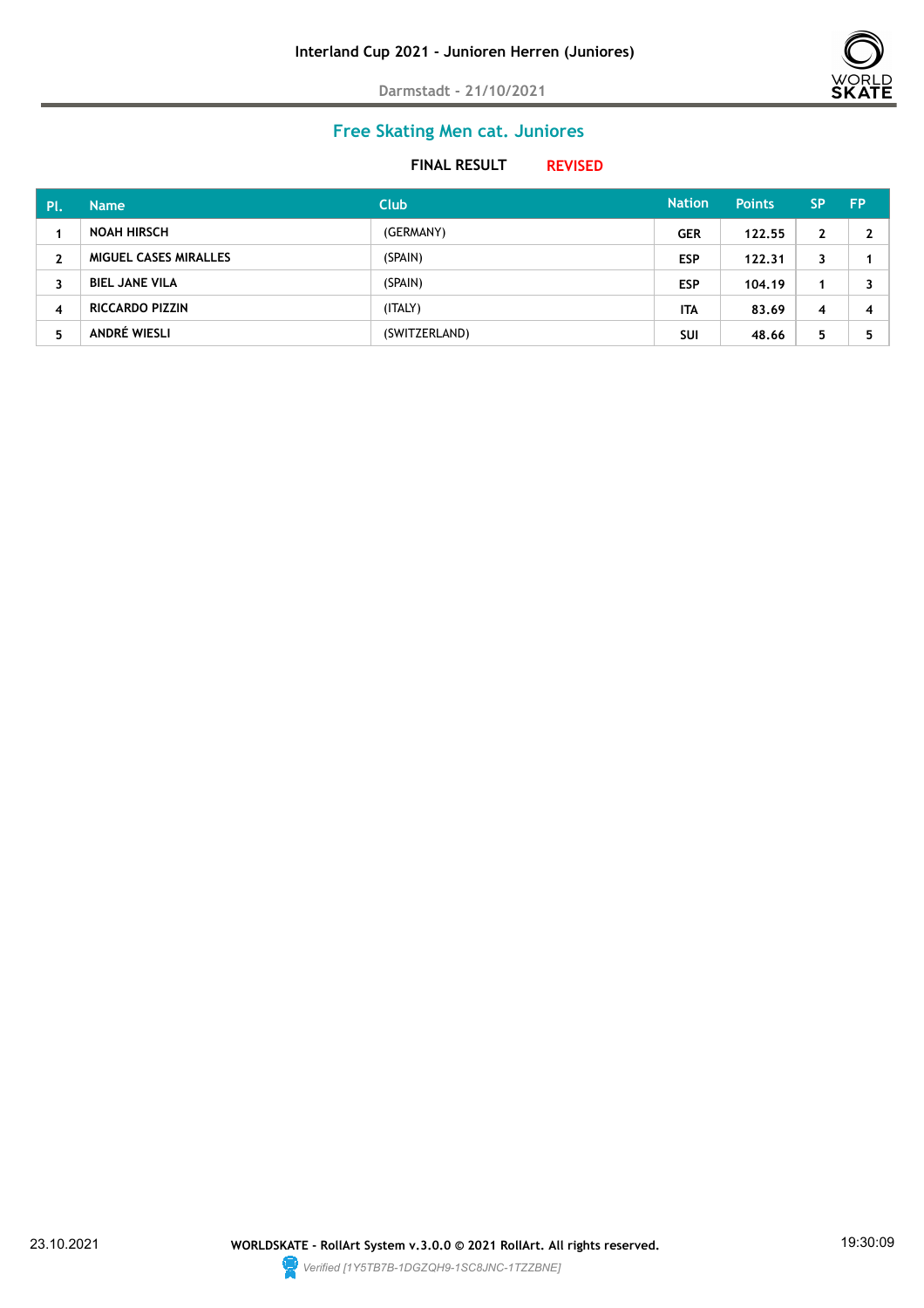# Interland Cup 2021 - Junioren Herren (Juniores)

Darmstadt - 21/10/2021

## Free Skating Men cat. Juniores

**FINAL RESULT** **REVISED**

| Pl. | Name | Club | Nation | Points | SP | FP |
|---|---|---|---|---|---|---|
| 1 | NOAH HIRSCH | (GERMANY) | GER | 122.55 | 2 | 2 |
| 2 | MIGUEL CASES MIRALLES | (SPAIN) | ESP | 122.31 | 3 | 1 |
| 3 | BIEL JANE VILA | (SPAIN) | ESP | 104.19 | 1 | 3 |
| 4 | RICCARDO PIZZIN | (ITALY) | ITA | 83.69 | 4 | 4 |
| 5 | ANDRÉ WIESLI | (SWITZERLAND) | SUI | 48.66 | 5 | 5 |

23.10.2021 **WORLDSKATE - RollArt System v.3.0.0 © 2021 RollArt. All rights reserved.** 19:30:09

*Verified [1Y5TB7B-1DGZQH9-1SC8JNC-1TZZBNE]*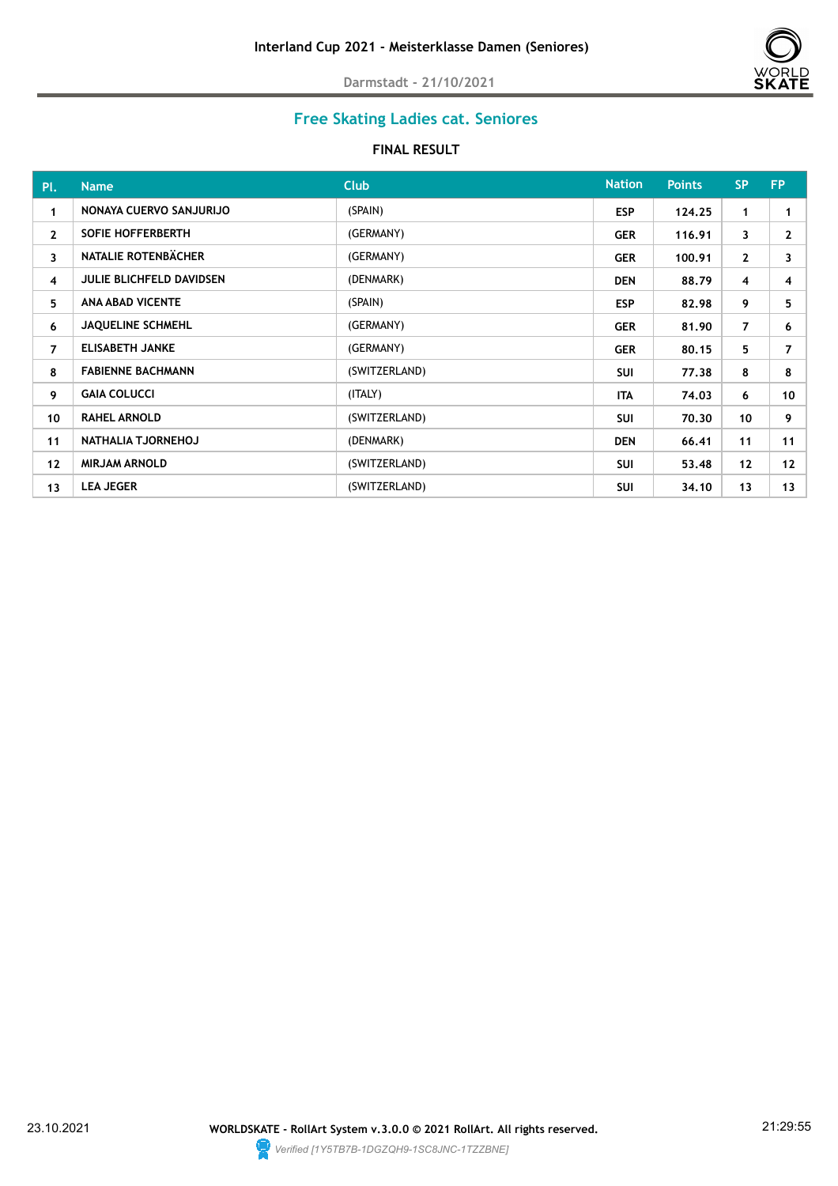Interland Cup 2021 - Meisterklasse Damen (Seniores)

Darmstadt - 21/10/2021

## Free Skating Ladies cat. Seniores

### FINAL RESULT

| Pl. | Name | Club | Nation | Points | SP | FP |
|---|---|---|---|---|---|---|
| 1 | NONAYA CUERVO SANJURIJO | (SPAIN) | ESP | 124.25 | 1 | 1 |
| 2 | SOFIE HOFFERBERTH | (GERMANY) | GER | 116.91 | 3 | 2 |
| 3 | NATALIE ROTENBÄCHER | (GERMANY) | GER | 100.91 | 2 | 3 |
| 4 | JULIE BLICHFELD DAVIDSEN | (DENMARK) | DEN | 88.79 | 4 | 4 |
| 5 | ANA ABAD VICENTE | (SPAIN) | ESP | 82.98 | 9 | 5 |
| 6 | JAQUELINE SCHMEHL | (GERMANY) | GER | 81.90 | 7 | 6 |
| 7 | ELISABETH JANKE | (GERMANY) | GER | 80.15 | 5 | 7 |
| 8 | FABIENNE BACHMANN | (SWITZERLAND) | SUI | 77.38 | 8 | 8 |
| 9 | GAIA COLUCCI | (ITALY) | ITA | 74.03 | 6 | 10 |
| 10 | RAHEL ARNOLD | (SWITZERLAND) | SUI | 70.30 | 10 | 9 |
| 11 | NATHALIA TJORNEHOJ | (DENMARK) | DEN | 66.41 | 11 | 11 |
| 12 | MIRJAM ARNOLD | (SWITZERLAND) | SUI | 53.48 | 12 | 12 |
| 13 | LEA JEGER | (SWITZERLAND) | SUI | 34.10 | 13 | 13 |

23.10.2021 **WORLDSKATE - RollArt System v.3.0.0 © 2021 RollArt. All rights reserved.** 21:29:55

*Verified [1Y5TB7B-1DGZQH9-1SC8JNC-1TZZBNE]*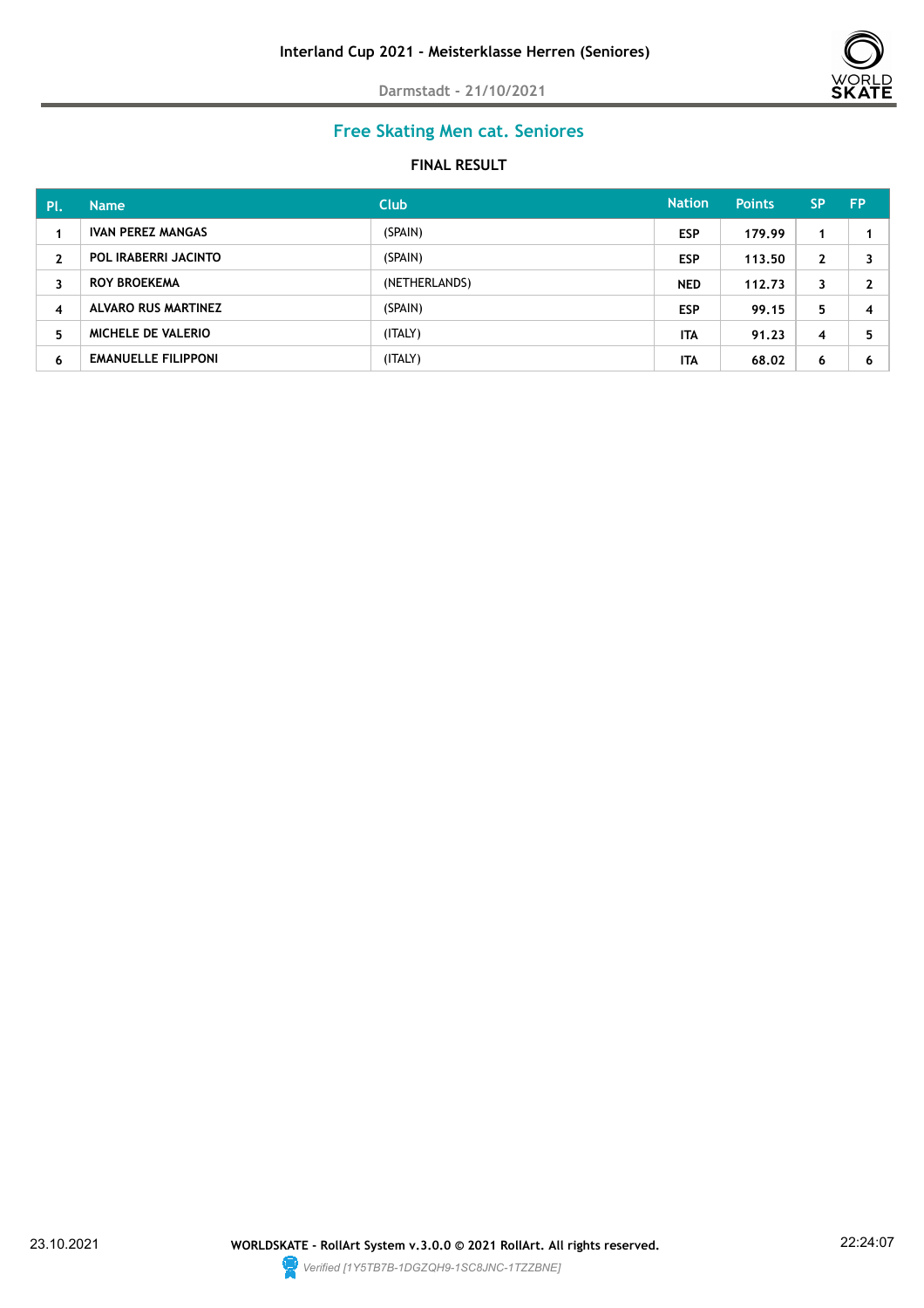# Interland Cup 2021 - Meisterklasse Herren (Seniores)

Darmstadt - 21/10/2021

## Free Skating Men cat. Seniores

### FINAL RESULT

| Pl. | Name | Club | Nation | Points | SP | FP |
|---|---|---|---|---|---|---|
| 1 | IVAN PEREZ MANGAS | (SPAIN) | ESP | 179.99 | 1 | 1 |
| 2 | POL IRABERRI JACINTO | (SPAIN) | ESP | 113.50 | 2 | 3 |
| 3 | ROY BROEKEMA | (NETHERLANDS) | NED | 112.73 | 3 | 2 |
| 4 | ALVARO RUS MARTINEZ | (SPAIN) | ESP | 99.15 | 5 | 4 |
| 5 | MICHELE DE VALERIO | (ITALY) | ITA | 91.23 | 4 | 5 |
| 6 | EMANUELLE FILIPPONI | (ITALY) | ITA | 68.02 | 6 | 6 |

23.10.2021 **WORLDSKATE - RollArt System v.3.0.0 © 2021 RollArt. All rights reserved.** 22:24:07

*Verified [1Y5TB7B-1DGZQH9-1SC8JNC-1TZZBNE]*